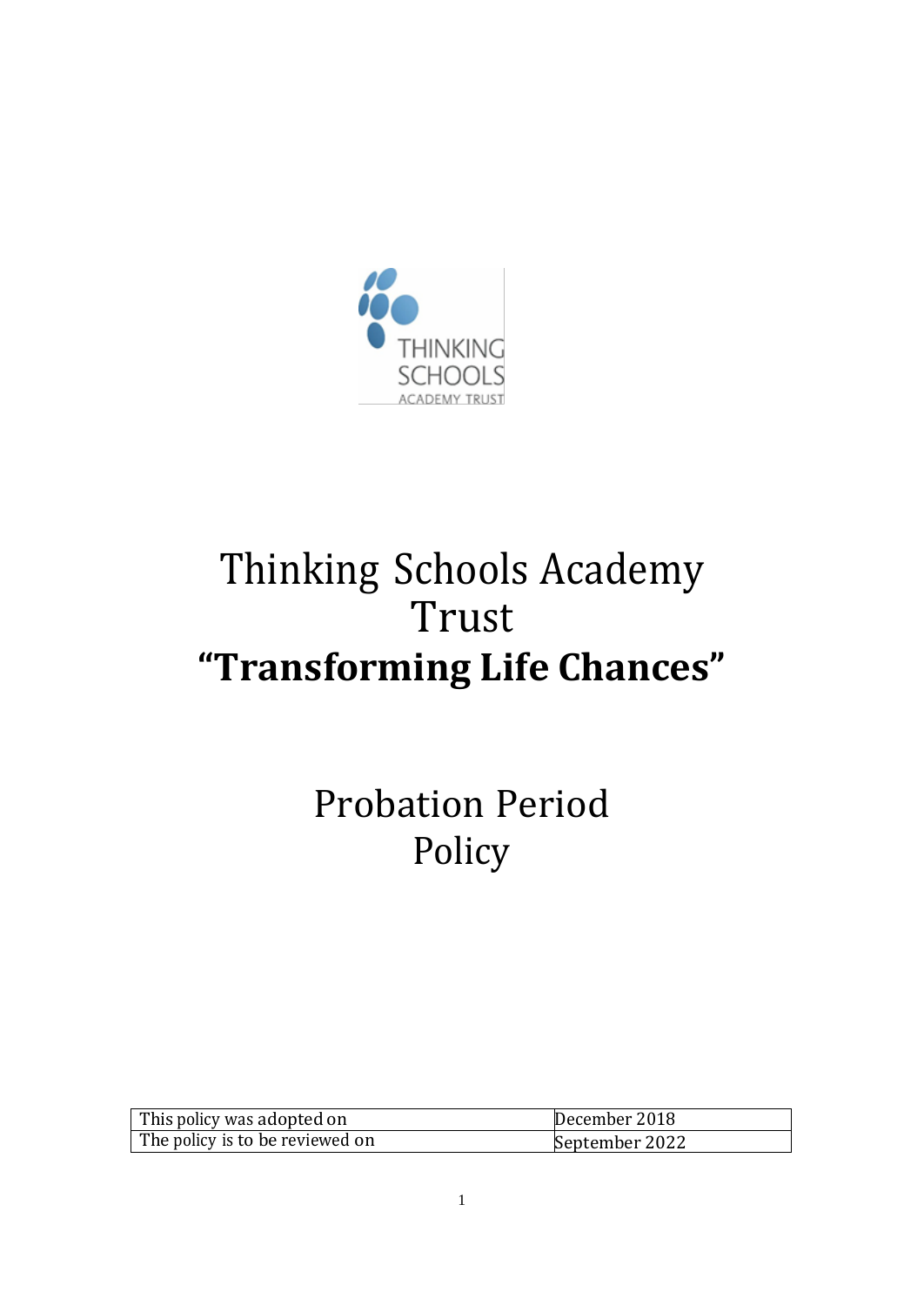# Thinking Schools Academy Trust

## "Transforming Life Chances"

# Probation Period Policy

| This policy was adopted on | December 2018 |
|---|---|
| The policy is to be reviewed on | September 2022 |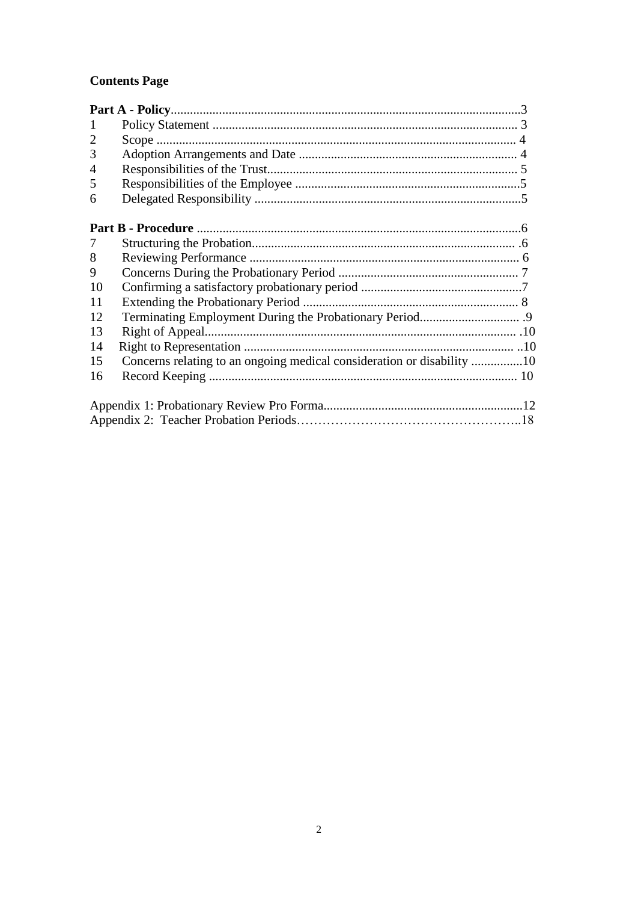## Contents Page

**Part A - Policy**............................................................................................................3

| | | |
|---|---|---|
| 1 | Policy Statement | 3 |
| 2 | Scope | 4 |
| 3 | Adoption Arrangements and Date | 4 |
| 4 | Responsibilities of the Trust | 5 |
| 5 | Responsibilities of the Employee | 5 |
| 6 | Delegated Responsibility | 5 |

**Part B - Procedure** ....................................................................................................6

| | | |
|---|---|---|
| 7 | Structuring the Probation | 6 |
| 8 | Reviewing Performance | 6 |
| 9 | Concerns During the Probationary Period | 7 |
| 10 | Confirming a satisfactory probationary period | 7 |
| 11 | Extending the Probationary Period | 8 |
| 12 | Terminating Employment During the Probationary Period | 9 |
| 13 | Right of Appeal | 10 |
| 14 | Right to Representation | 10 |
| 15 | Concerns relating to an ongoing medical consideration or disability | 10 |
| 16 | Record Keeping | 10 |

Appendix 1: Probationary Review Pro Forma.............................................................12
Appendix 2: Teacher Probation Periods……………………………………………..18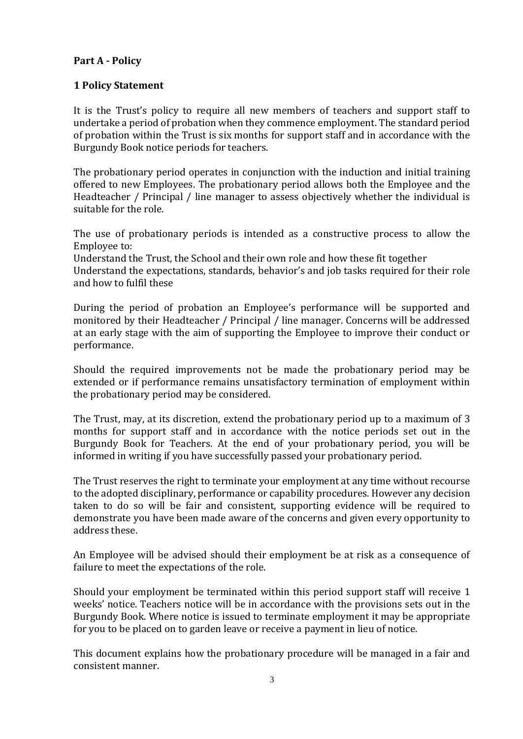**Part A - Policy**

**1 Policy Statement**

It is the Trust's policy to require all new members of teachers and support staff to undertake a period of probation when they commence employment. The standard period of probation within the Trust is six months for support staff and in accordance with the Burgundy Book notice periods for teachers.

The probationary period operates in conjunction with the induction and initial training offered to new Employees. The probationary period allows both the Employee and the Headteacher / Principal / line manager to assess objectively whether the individual is suitable for the role.

The use of probationary periods is intended as a constructive process to allow the Employee to:

Understand the Trust, the School and their own role and how these fit together

Understand the expectations, standards, behavior's and job tasks required for their role and how to fulfil these

During the period of probation an Employee's performance will be supported and monitored by their Headteacher / Principal / line manager. Concerns will be addressed at an early stage with the aim of supporting the Employee to improve their conduct or performance.

Should the required improvements not be made the probationary period may be extended or if performance remains unsatisfactory termination of employment within the probationary period may be considered.

The Trust, may, at its discretion, extend the probationary period up to a maximum of 3 months for support staff and in accordance with the notice periods set out in the Burgundy Book for Teachers. At the end of your probationary period, you will be informed in writing if you have successfully passed your probationary period.

The Trust reserves the right to terminate your employment at any time without recourse to the adopted disciplinary, performance or capability procedures. However any decision taken to do so will be fair and consistent, supporting evidence will be required to demonstrate you have been made aware of the concerns and given every opportunity to address these.

An Employee will be advised should their employment be at risk as a consequence of failure to meet the expectations of the role.

Should your employment be terminated within this period support staff will receive 1 weeks' notice. Teachers notice will be in accordance with the provisions sets out in the Burgundy Book. Where notice is issued to terminate employment it may be appropriate for you to be placed on to garden leave or receive a payment in lieu of notice.

This document explains how the probationary procedure will be managed in a fair and consistent manner.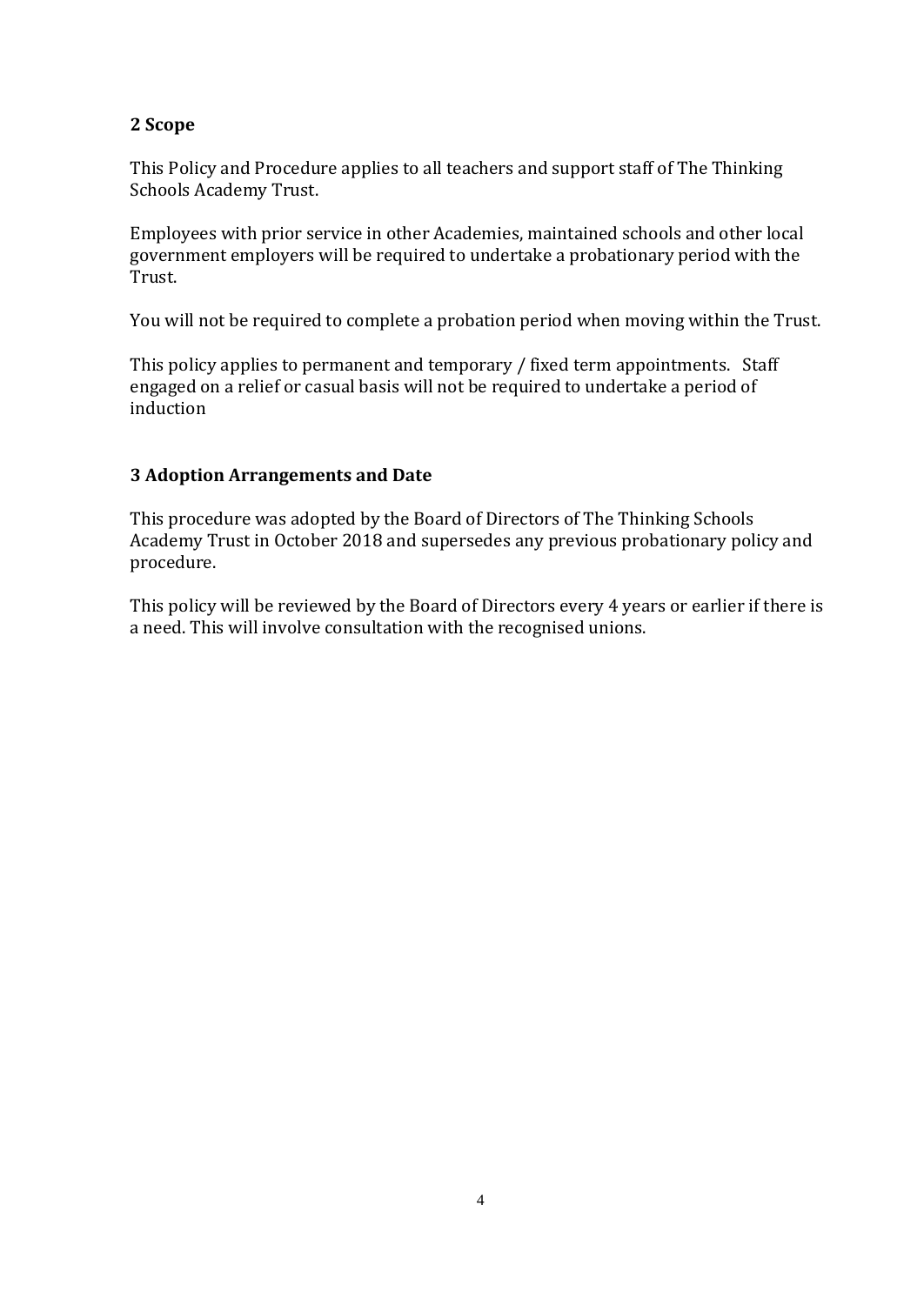## 2 Scope

This Policy and Procedure applies to all teachers and support staff of The Thinking Schools Academy Trust.

Employees with prior service in other Academies, maintained schools and other local government employers will be required to undertake a probationary period with the Trust.

You will not be required to complete a probation period when moving within the Trust.

This policy applies to permanent and temporary / fixed term appointments. Staff engaged on a relief or casual basis will not be required to undertake a period of induction

## 3 Adoption Arrangements and Date

This procedure was adopted by the Board of Directors of The Thinking Schools Academy Trust in October 2018 and supersedes any previous probationary policy and procedure.

This policy will be reviewed by the Board of Directors every 4 years or earlier if there is a need. This will involve consultation with the recognised unions.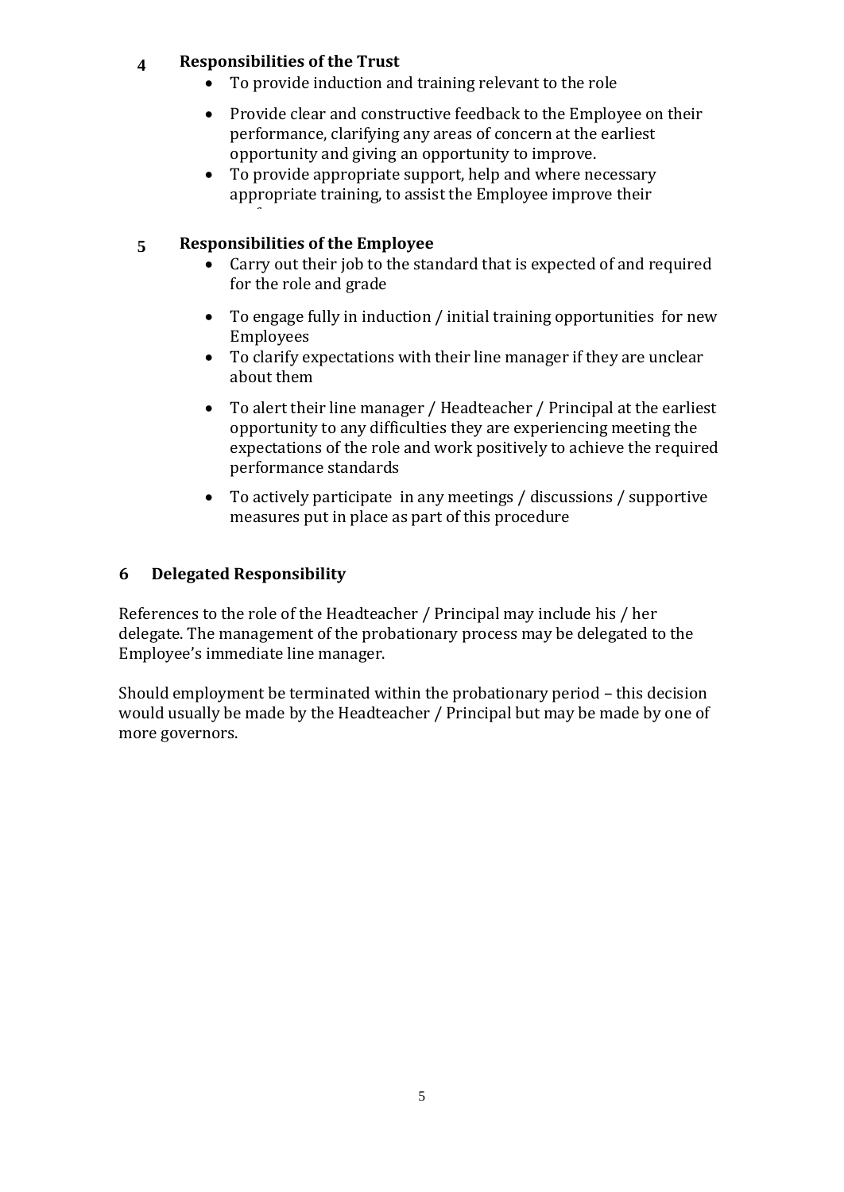## 4 Responsibilities of the Trust

- To provide induction and training relevant to the role
- Provide clear and constructive feedback to the Employee on their performance, clarifying any areas of concern at the earliest opportunity and giving an opportunity to improve.
- To provide appropriate support, help and where necessary appropriate training, to assist the Employee improve their performance

## 5 Responsibilities of the Employee

- Carry out their job to the standard that is expected of and required for the role and grade
- To engage fully in induction / initial training opportunities for new Employees
- To clarify expectations with their line manager if they are unclear about them
- To alert their line manager / Headteacher / Principal at the earliest opportunity to any difficulties they are experiencing meeting the expectations of the role and work positively to achieve the required performance standards
- To actively participate in any meetings / discussions / supportive measures put in place as part of this procedure

## 6 Delegated Responsibility

References to the role of the Headteacher / Principal may include his / her delegate. The management of the probationary process may be delegated to the Employee's immediate line manager.

Should employment be terminated within the probationary period – this decision would usually be made by the Headteacher / Principal but may be made by one of more governors.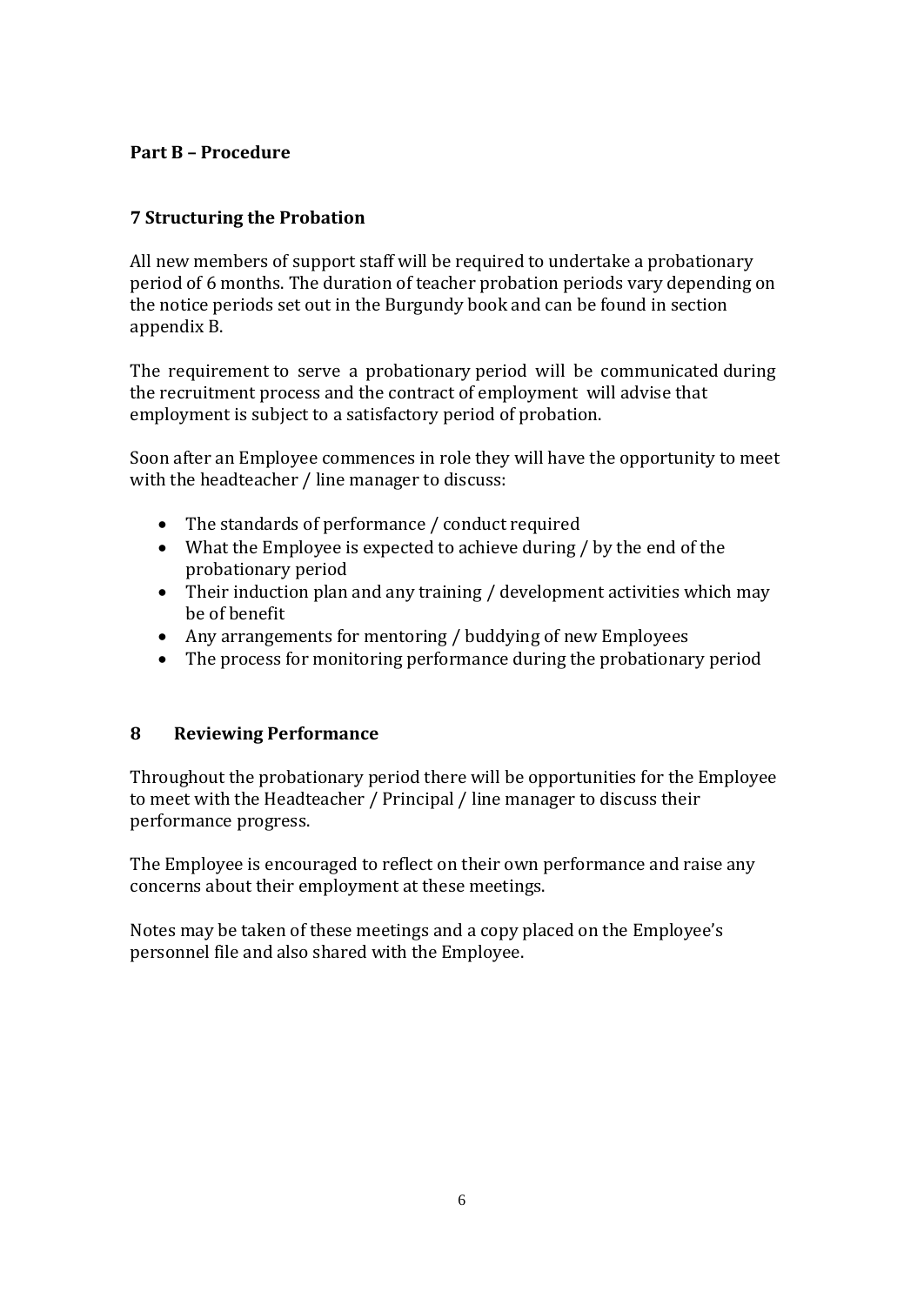## Part B – Procedure

### 7 Structuring the Probation

All new members of support staff will be required to undertake a probationary period of 6 months. The duration of teacher probation periods vary depending on the notice periods set out in the Burgundy book and can be found in section appendix B.

The requirement to serve a probationary period will be communicated during the recruitment process and the contract of employment will advise that employment is subject to a satisfactory period of probation.

Soon after an Employee commences in role they will have the opportunity to meet with the headteacher / line manager to discuss:

- The standards of performance / conduct required
- What the Employee is expected to achieve during / by the end of the probationary period
- Their induction plan and any training / development activities which may be of benefit
- Any arrangements for mentoring / buddying of new Employees
- The process for monitoring performance during the probationary period

### 8 Reviewing Performance

Throughout the probationary period there will be opportunities for the Employee to meet with the Headteacher / Principal / line manager to discuss their performance progress.

The Employee is encouraged to reflect on their own performance and raise any concerns about their employment at these meetings.

Notes may be taken of these meetings and a copy placed on the Employee's personnel file and also shared with the Employee.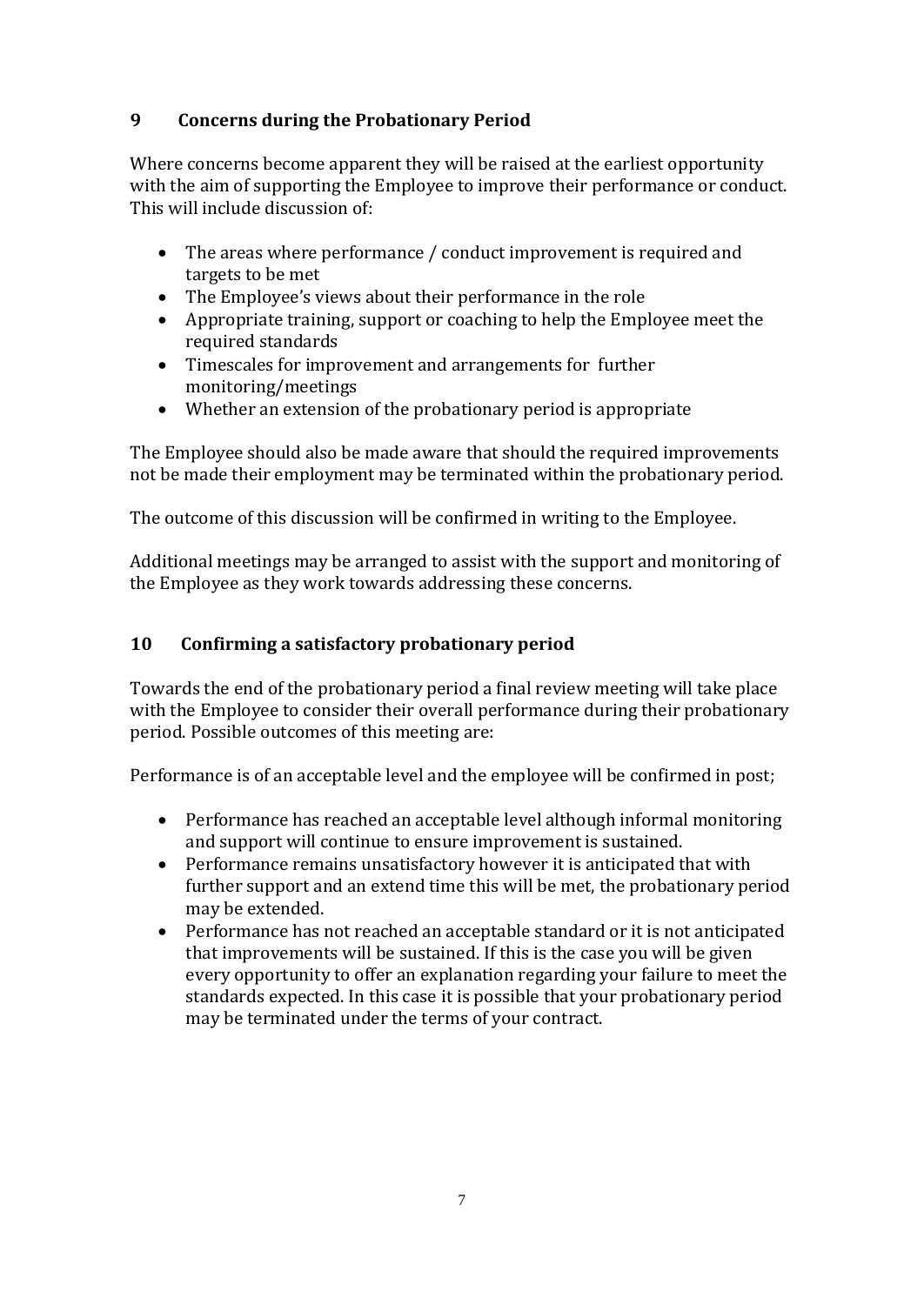## 9 Concerns during the Probationary Period

Where concerns become apparent they will be raised at the earliest opportunity with the aim of supporting the Employee to improve their performance or conduct. This will include discussion of:

- The areas where performance / conduct improvement is required and targets to be met
- The Employee's views about their performance in the role
- Appropriate training, support or coaching to help the Employee meet the required standards
- Timescales for improvement and arrangements for further monitoring/meetings
- Whether an extension of the probationary period is appropriate

The Employee should also be made aware that should the required improvements not be made their employment may be terminated within the probationary period.

The outcome of this discussion will be confirmed in writing to the Employee.

Additional meetings may be arranged to assist with the support and monitoring of the Employee as they work towards addressing these concerns.

## 10 Confirming a satisfactory probationary period

Towards the end of the probationary period a final review meeting will take place with the Employee to consider their overall performance during their probationary period. Possible outcomes of this meeting are:

Performance is of an acceptable level and the employee will be confirmed in post;

- Performance has reached an acceptable level although informal monitoring and support will continue to ensure improvement is sustained.
- Performance remains unsatisfactory however it is anticipated that with further support and an extend time this will be met, the probationary period may be extended.
- Performance has not reached an acceptable standard or it is not anticipated that improvements will be sustained. If this is the case you will be given every opportunity to offer an explanation regarding your failure to meet the standards expected. In this case it is possible that your probationary period may be terminated under the terms of your contract.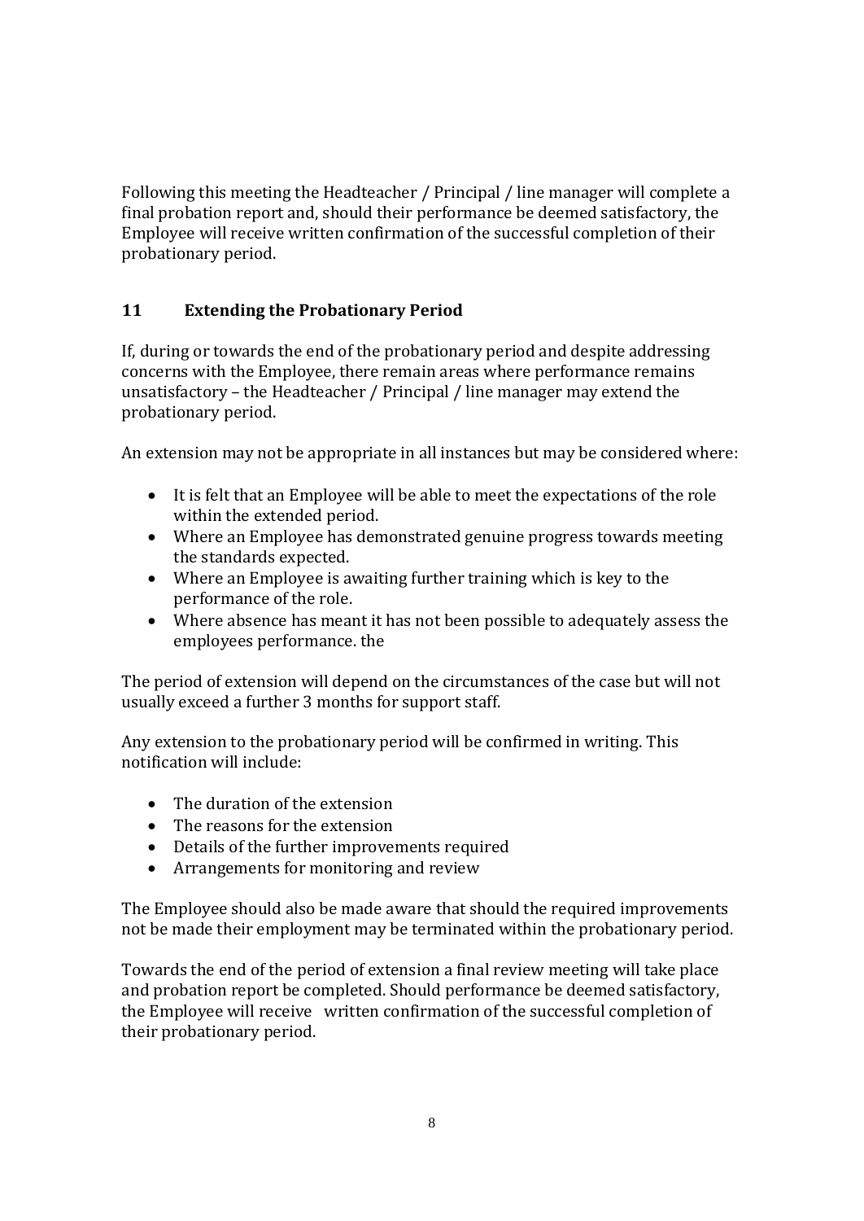Following this meeting the Headteacher / Principal / line manager will complete a final probation report and, should their performance be deemed satisfactory, the Employee will receive written confirmation of the successful completion of their probationary period.

## 11 Extending the Probationary Period

If, during or towards the end of the probationary period and despite addressing concerns with the Employee, there remain areas where performance remains unsatisfactory – the Headteacher / Principal / line manager may extend the probationary period.

An extension may not be appropriate in all instances but may be considered where:

- It is felt that an Employee will be able to meet the expectations of the role within the extended period.
- Where an Employee has demonstrated genuine progress towards meeting the standards expected.
- Where an Employee is awaiting further training which is key to the performance of the role.
- Where absence has meant it has not been possible to adequately assess the employees performance. the

The period of extension will depend on the circumstances of the case but will not usually exceed a further 3 months for support staff.

Any extension to the probationary period will be confirmed in writing. This notification will include:

- The duration of the extension
- The reasons for the extension
- Details of the further improvements required
- Arrangements for monitoring and review

The Employee should also be made aware that should the required improvements not be made their employment may be terminated within the probationary period.

Towards the end of the period of extension a final review meeting will take place and probation report be completed. Should performance be deemed satisfactory, the Employee will receive written confirmation of the successful completion of their probationary period.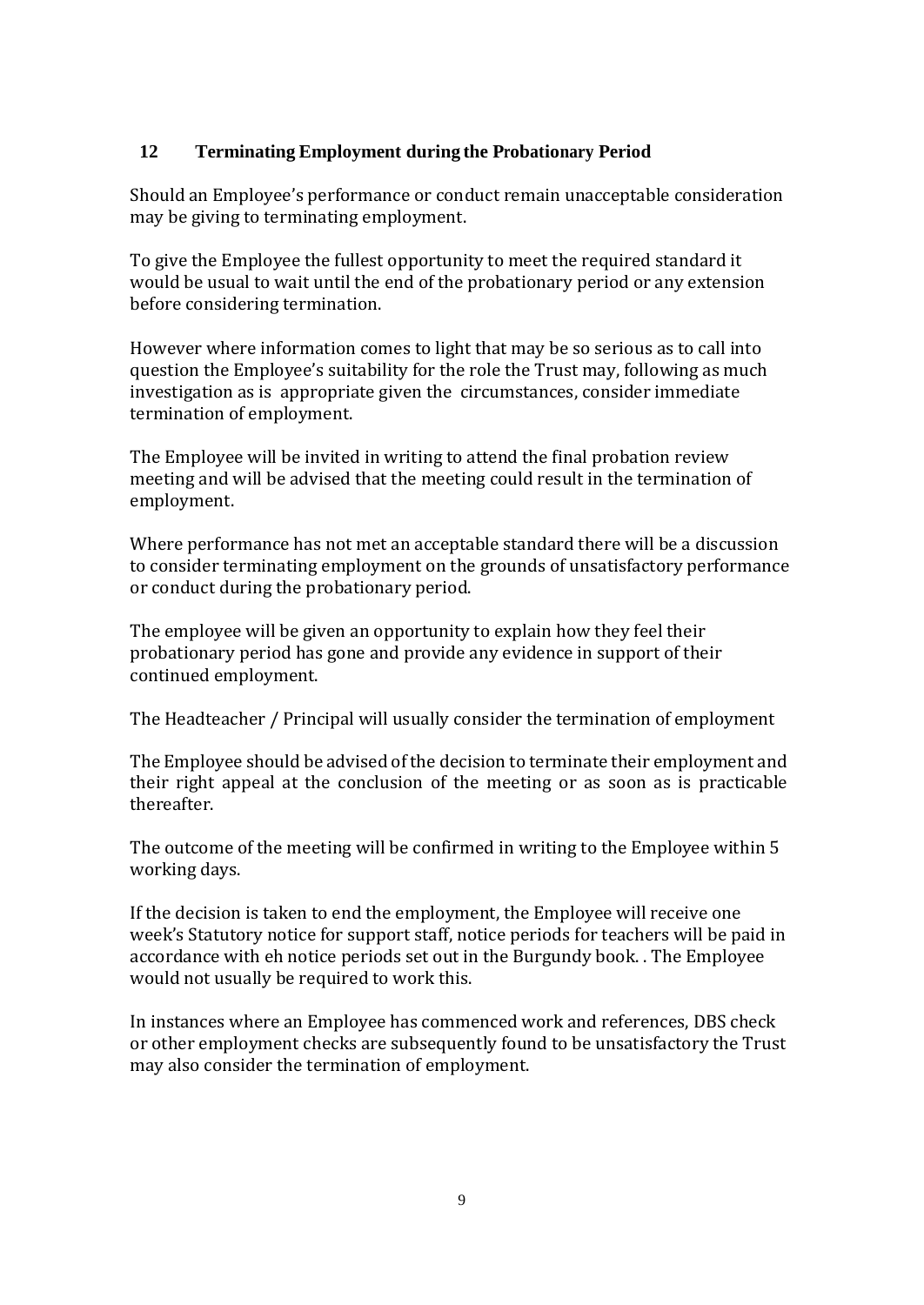## 12 Terminating Employment during the Probationary Period

Should an Employee's performance or conduct remain unacceptable consideration may be giving to terminating employment.

To give the Employee the fullest opportunity to meet the required standard it would be usual to wait until the end of the probationary period or any extension before considering termination.

However where information comes to light that may be so serious as to call into question the Employee's suitability for the role the Trust may, following as much investigation as is appropriate given the circumstances, consider immediate termination of employment.

The Employee will be invited in writing to attend the final probation review meeting and will be advised that the meeting could result in the termination of employment.

Where performance has not met an acceptable standard there will be a discussion to consider terminating employment on the grounds of unsatisfactory performance or conduct during the probationary period.

The employee will be given an opportunity to explain how they feel their probationary period has gone and provide any evidence in support of their continued employment.

The Headteacher / Principal will usually consider the termination of employment

The Employee should be advised of the decision to terminate their employment and their right appeal at the conclusion of the meeting or as soon as is practicable thereafter.

The outcome of the meeting will be confirmed in writing to the Employee within 5 working days.

If the decision is taken to end the employment, the Employee will receive one week's Statutory notice for support staff, notice periods for teachers will be paid in accordance with eh notice periods set out in the Burgundy book. . The Employee would not usually be required to work this.

In instances where an Employee has commenced work and references, DBS check or other employment checks are subsequently found to be unsatisfactory the Trust may also consider the termination of employment.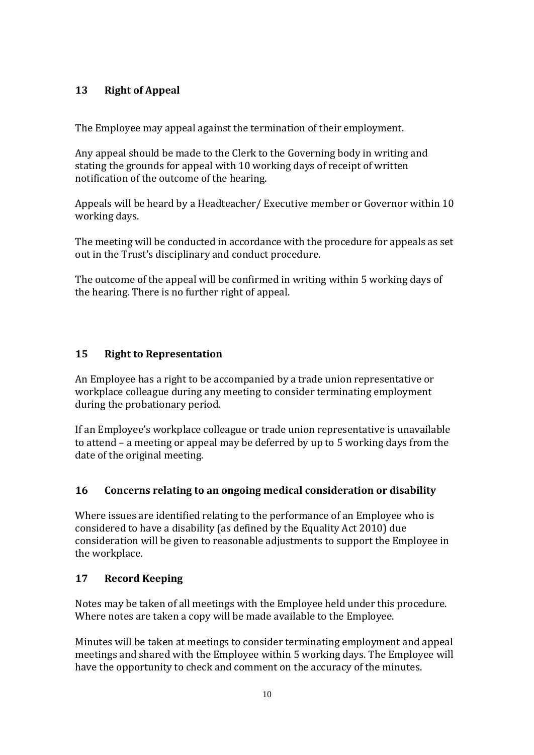## 13 Right of Appeal

The Employee may appeal against the termination of their employment.

Any appeal should be made to the Clerk to the Governing body in writing and stating the grounds for appeal with 10 working days of receipt of written notification of the outcome of the hearing.

Appeals will be heard by a Headteacher/ Executive member or Governor within 10 working days.

The meeting will be conducted in accordance with the procedure for appeals as set out in the Trust's disciplinary and conduct procedure.

The outcome of the appeal will be confirmed in writing within 5 working days of the hearing. There is no further right of appeal.

## 15 Right to Representation

An Employee has a right to be accompanied by a trade union representative or workplace colleague during any meeting to consider terminating employment during the probationary period.

If an Employee's workplace colleague or trade union representative is unavailable to attend – a meeting or appeal may be deferred by up to 5 working days from the date of the original meeting.

## 16 Concerns relating to an ongoing medical consideration or disability

Where issues are identified relating to the performance of an Employee who is considered to have a disability (as defined by the Equality Act 2010) due consideration will be given to reasonable adjustments to support the Employee in the workplace.

## 17 Record Keeping

Notes may be taken of all meetings with the Employee held under this procedure. Where notes are taken a copy will be made available to the Employee.

Minutes will be taken at meetings to consider terminating employment and appeal meetings and shared with the Employee within 5 working days. The Employee will have the opportunity to check and comment on the accuracy of the minutes.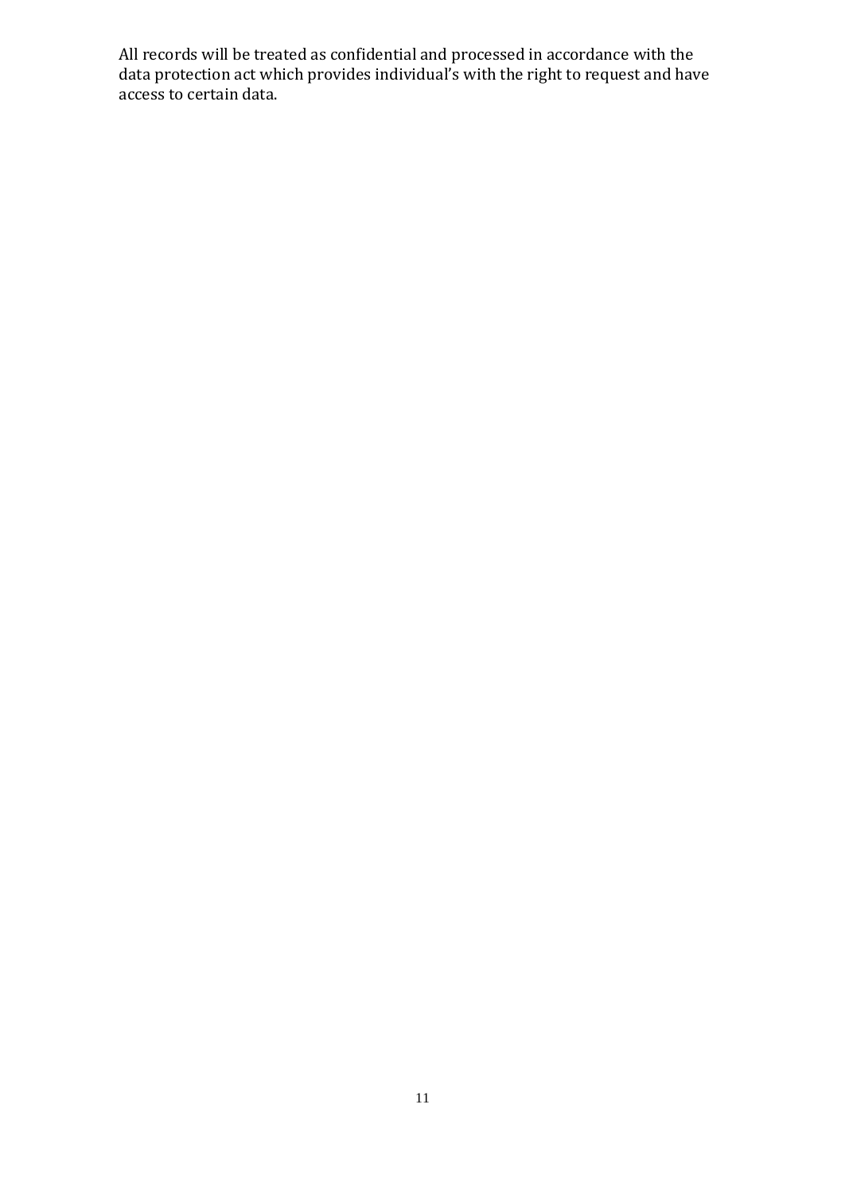All records will be treated as confidential and processed in accordance with the data protection act which provides individual's with the right to request and have access to certain data.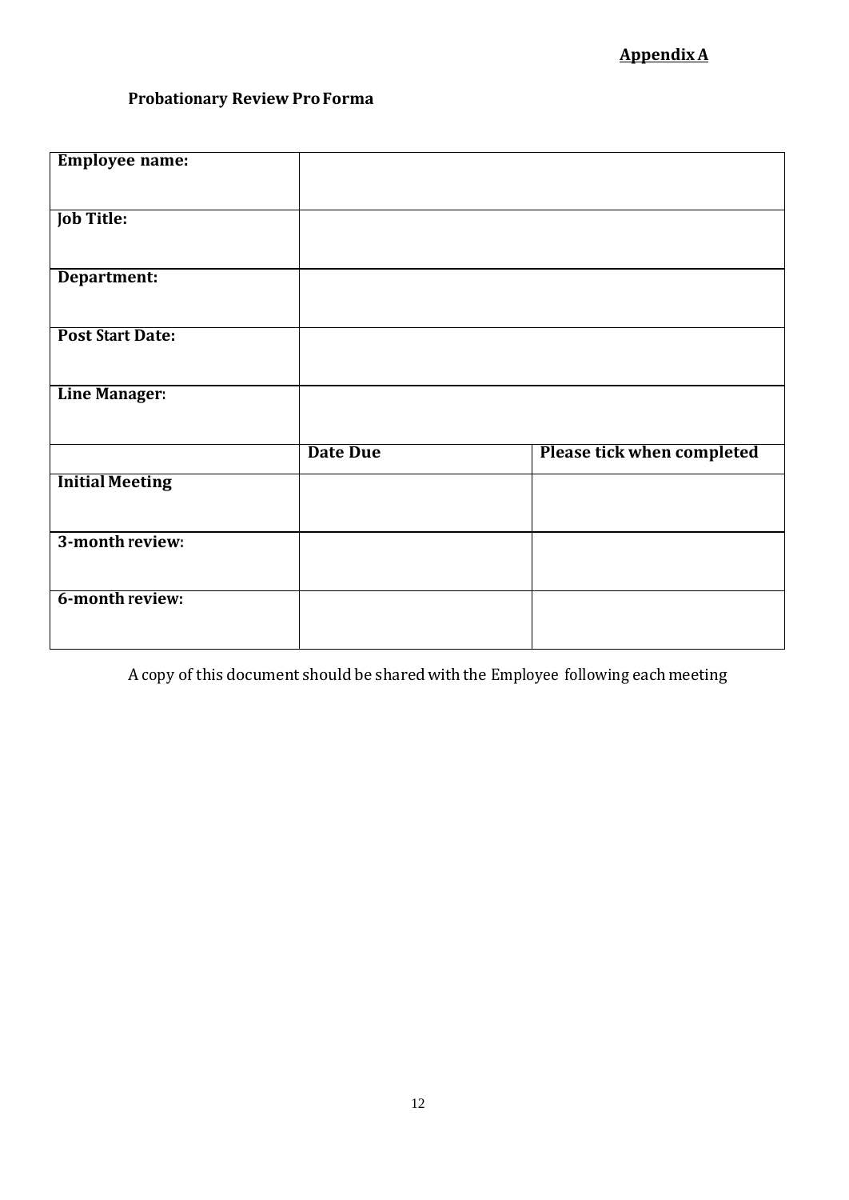**Appendix A**

**Probationary Review Pro Forma**

| **Employee name:** | | |
|---|---|---|
| **Job Title:** | | |
| **Department:** | | |
| **Post Start Date:** | | |
| **Line Manager:** | | |
| | **Date Due** | **Please tick when completed** |
| **Initial Meeting** | | |
| **3-month review:** | | |
| **6-month review:** | | |

A copy of this document should be shared with the Employee following each meeting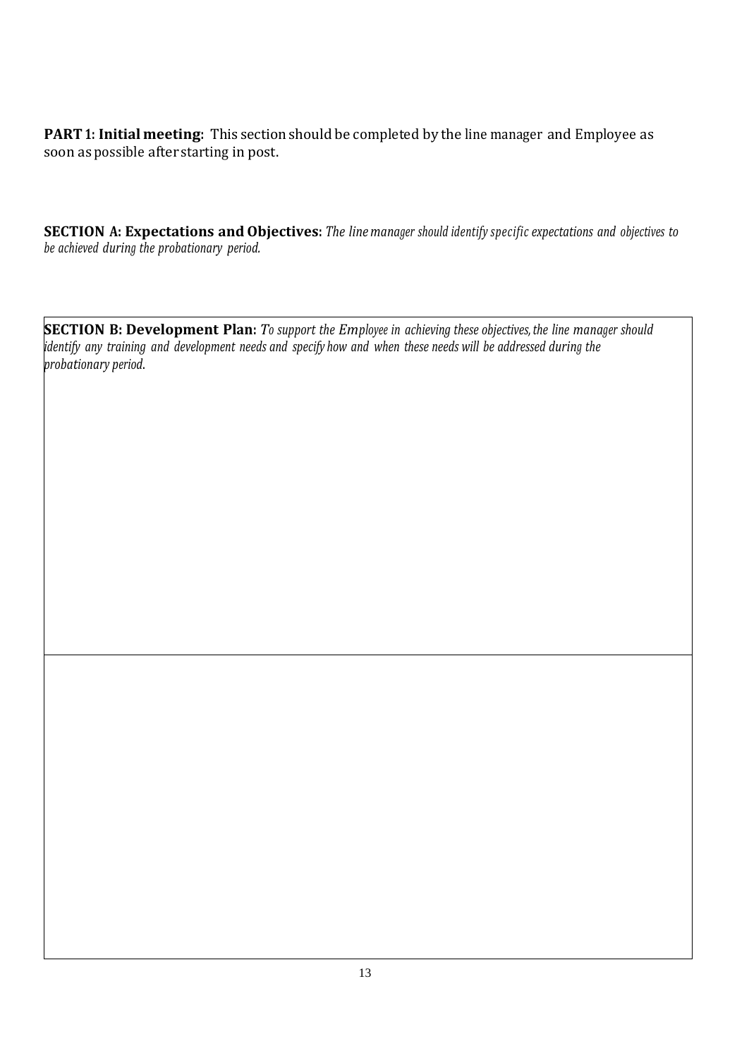**PART 1: Initial meeting**: This section should be completed by the line manager and Employee as soon as possible after starting in post.

**SECTION A: Expectations and Objectives:** *The line manager should identify specific expectations and objectives to be achieved during the probationary period.*

**SECTION B: Development Plan:** *To support the Employee in achieving these objectives, the line manager should identify any training and development needs and specify how and when these needs will be addressed during the probationary period.*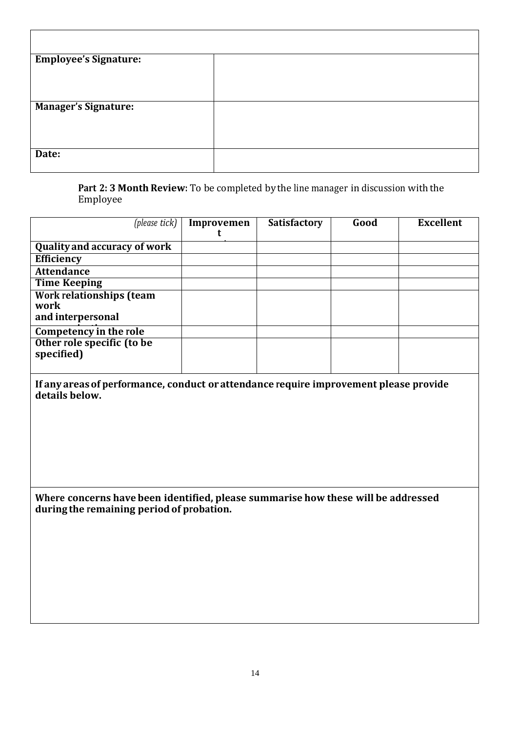| | |
|---|---|
| | |
| **Employee's Signature:** | |
| **Manager's Signature:** | |
| **Date:** | |

**Part 2: 3 Month Review:** To be completed by the line manager in discussion with the Employee

| *(please tick)* | **Improvement** | **Satisfactory** | **Good** | **Excellent** |
|---|---|---|---|---|
| **Quality and accuracy of work** | | | | |
| **Efficiency** | | | | |
| **Attendance** | | | | |
| **Time Keeping** | | | | |
| **Work relationships (team work and interpersonal** | | | | |
| **Competency in the role** | | | | |
| **Other role specific (to be specified)** | | | | |

| |
|---|
| **If any areas of performance, conduct or attendance require improvement please provide details below.** |
| **Where concerns have been identified, please summarise how these will be addressed during the remaining period of probation.** |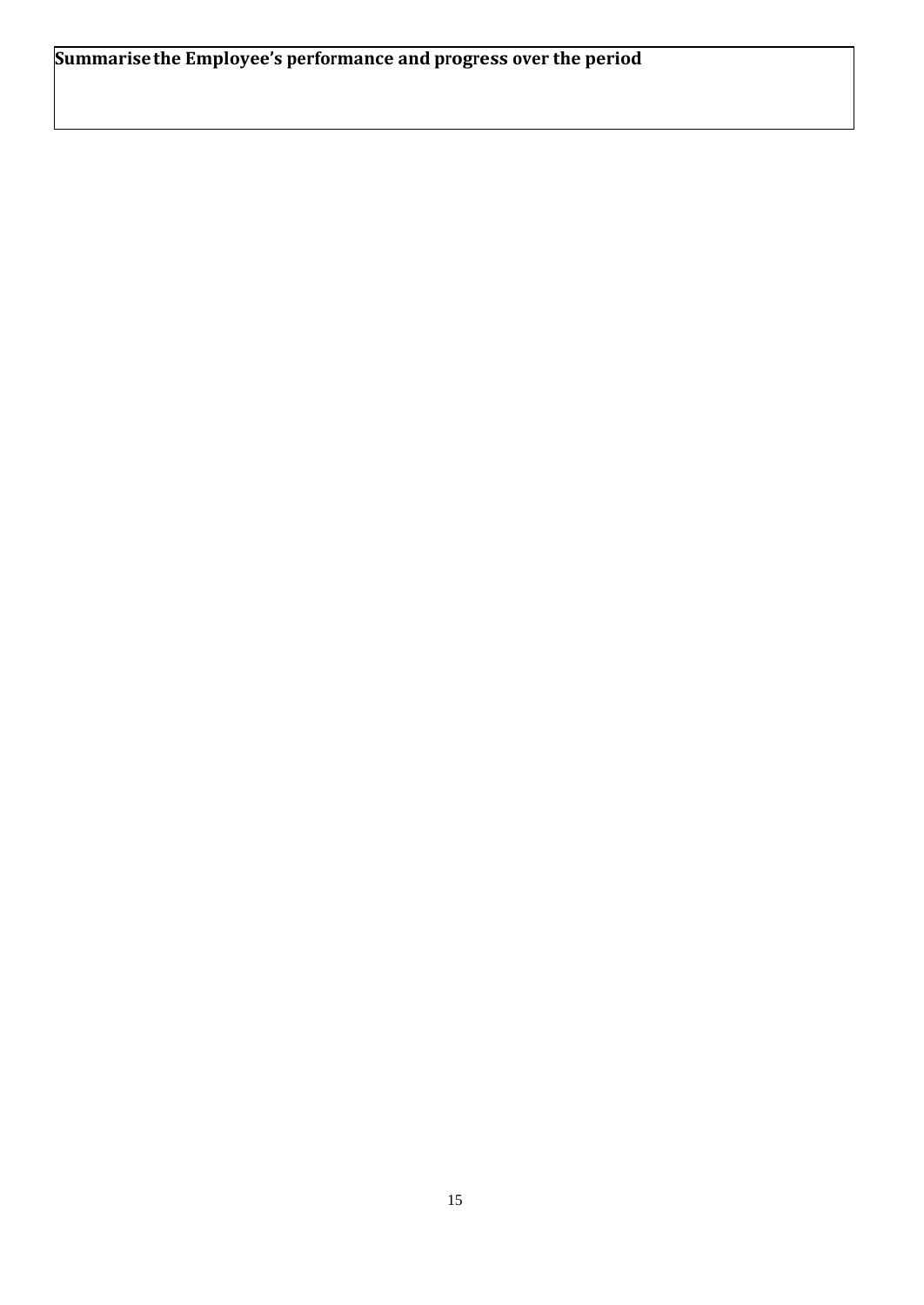| **Summarise the Employee's performance and progress over the period** |
| --- |
| |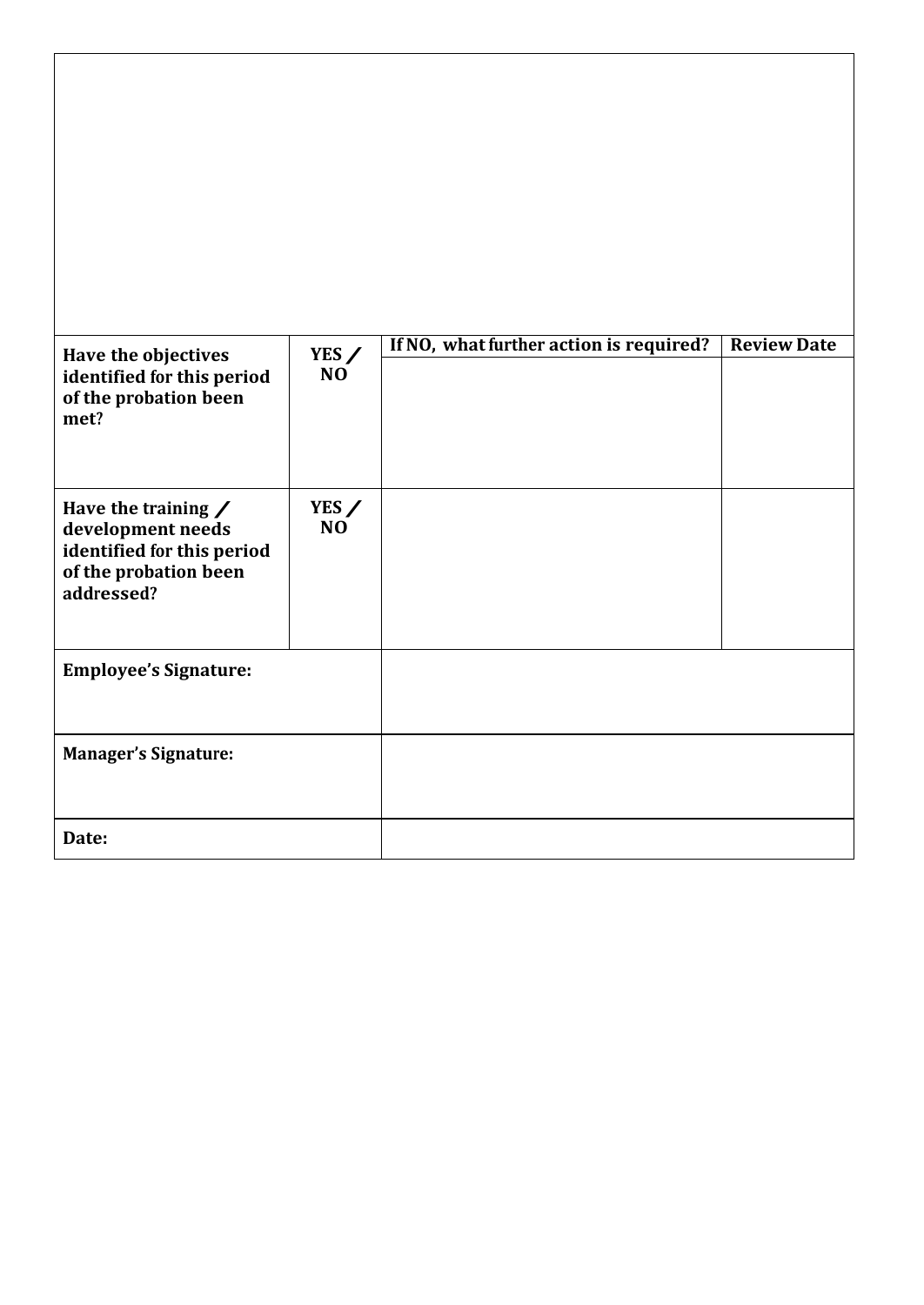| | | | |
|---|---|---|---|
| | | | |
| **Have the objectives identified for this period of the probation been met?** | **YES / NO** | **If NO, what further action is required?** | **Review Date** |
| **Have the training / development needs identified for this period of the probation been addressed?** | **YES / NO** | | |
| **Employee's Signature:** | | | |
| **Manager's Signature:** | | | |
| **Date:** | | | |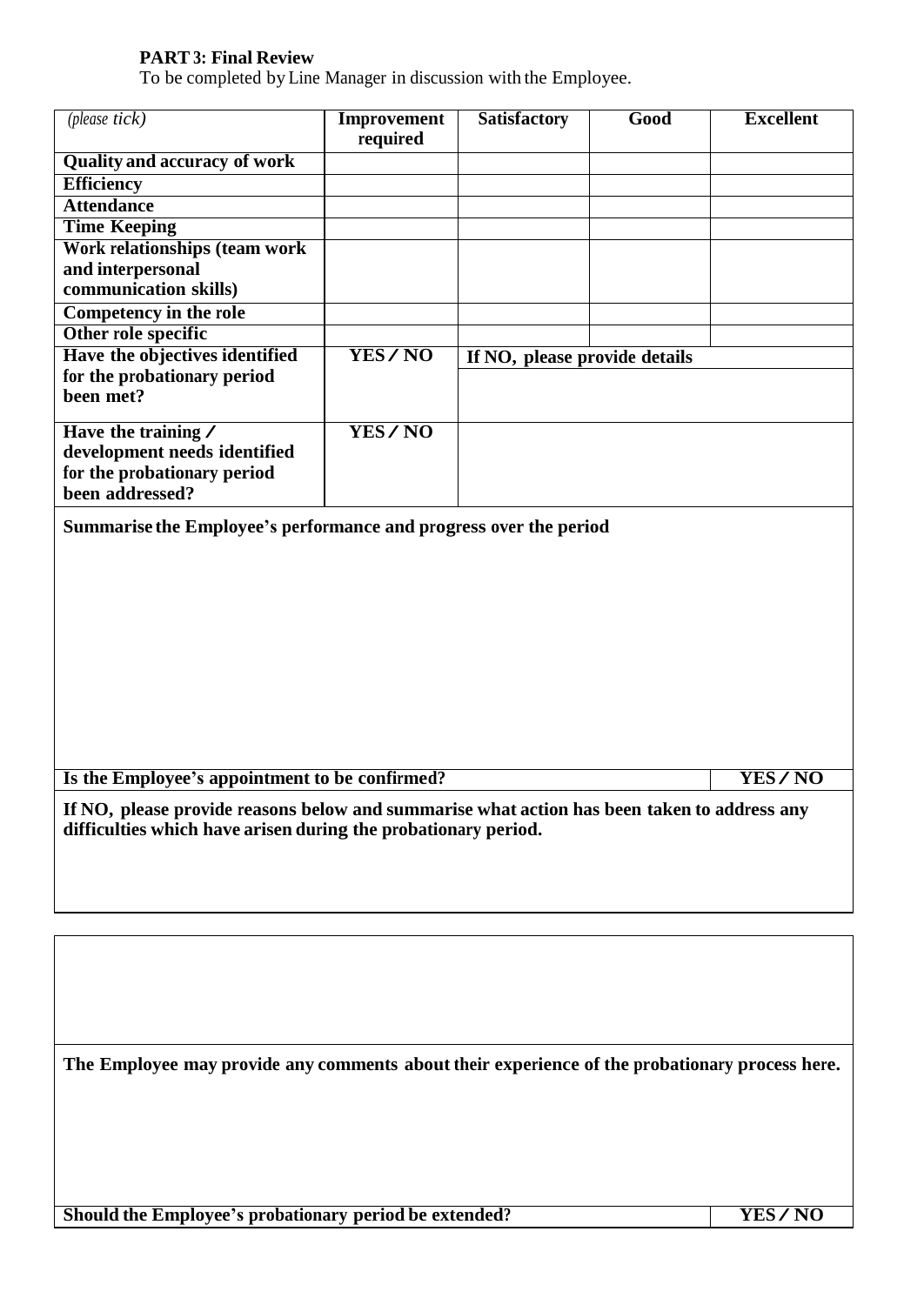**PART 3: Final Review**

To be completed by Line Manager in discussion with the Employee.

| *(please tick)* | **Improvement required** | **Satisfactory** | **Good** | **Excellent** |
|---|---|---|---|---|
| **Quality and accuracy of work** | | | | |
| **Efficiency** | | | | |
| **Attendance** | | | | |
| **Time Keeping** | | | | |
| **Work relationships (team work and interpersonal communication skills)** | | | | |
| **Competency in the role** | | | | |
| **Other role specific** | | | | |
| **Have the objectives identified for the probationary period been met?** | **YES / NO** | **If NO, please provide details** | | |
| **Have the training / development needs identified for the probationary period been addressed?** | **YES / NO** | | | |

**Summarise the Employee's performance and progress over the period**

| **Is the Employee's appointment to be confirmed?** | **YES / NO** |
|---|---|

**If NO, please provide reasons below and summarise what action has been taken to address any difficulties which have arisen during the probationary period.**

**The Employee may provide any comments about their experience of the probationary process here.**

| **Should the Employee's probationary period be extended?** | **YES / NO** |
|---|---|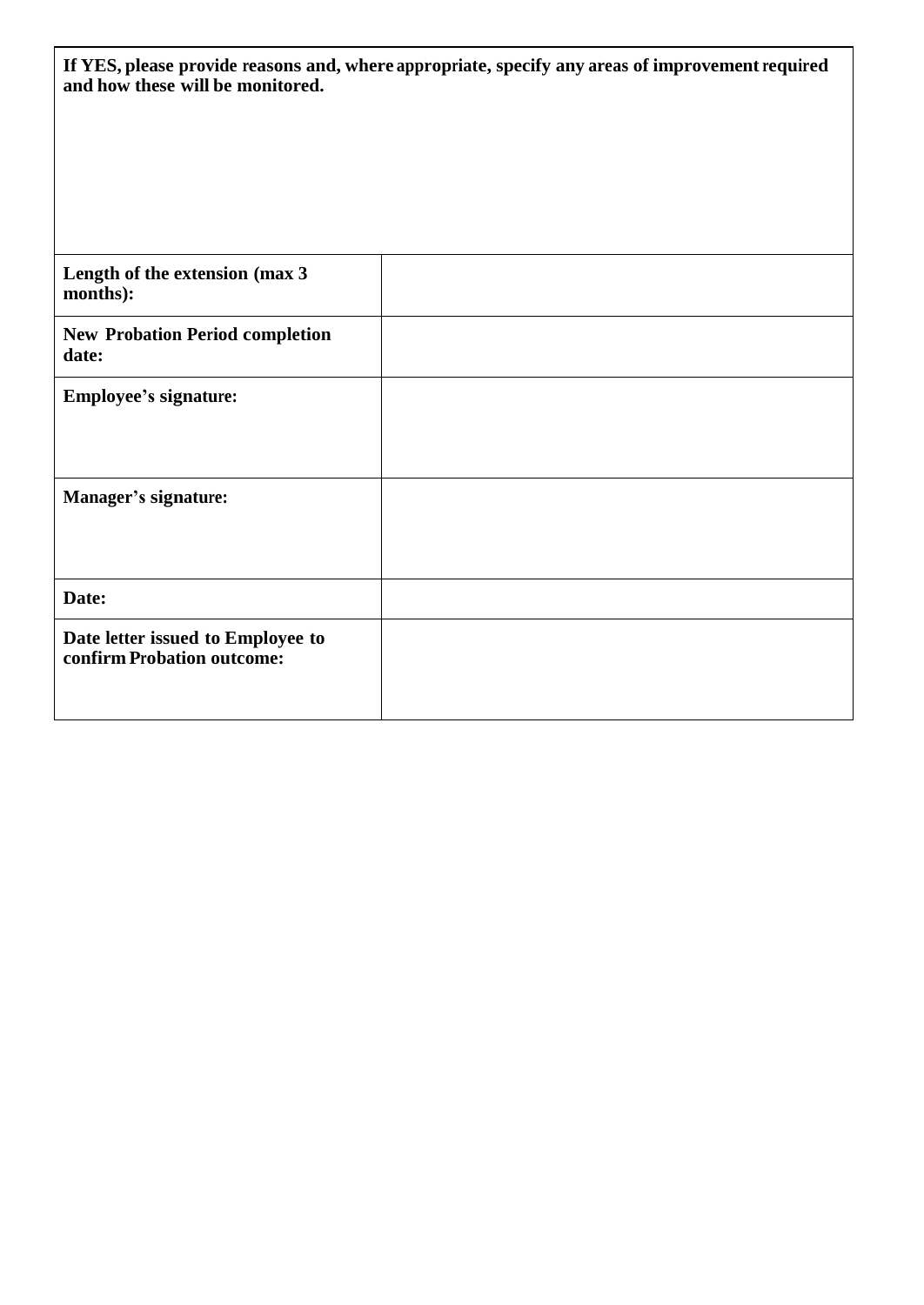| **If YES, please provide reasons and, where appropriate, specify any areas of improvement required and how these will be monitored.** | |
|---|---|
| | |
| **Length of the extension (max 3 months):** | |
| **New Probation Period completion date:** | |
| **Employee's signature:** | |
| **Manager's signature:** | |
| **Date:** | |
| **Date letter issued to Employee to confirm Probation outcome:** | |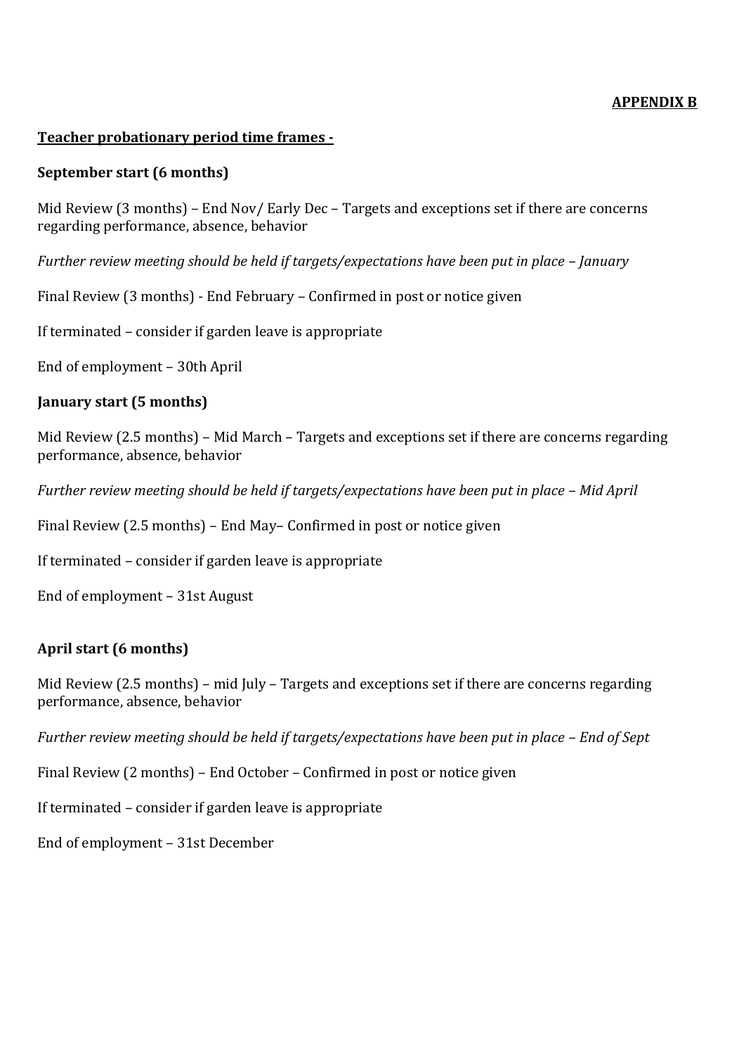**APPENDIX B**

## Teacher probationary period time frames -

### September start (6 months)

Mid Review (3 months) – End Nov/ Early Dec – Targets and exceptions set if there are concerns regarding performance, absence, behavior

*Further review meeting should be held if targets/expectations have been put in place – January*

Final Review (3 months) - End February – Confirmed in post or notice given

If terminated – consider if garden leave is appropriate

End of employment – 30th April

### January start (5 months)

Mid Review (2.5 months) – Mid March – Targets and exceptions set if there are concerns regarding performance, absence, behavior

*Further review meeting should be held if targets/expectations have been put in place – Mid April*

Final Review (2.5 months) – End May– Confirmed in post or notice given

If terminated – consider if garden leave is appropriate

End of employment – 31st August

### April start (6 months)

Mid Review (2.5 months) – mid July – Targets and exceptions set if there are concerns regarding performance, absence, behavior

*Further review meeting should be held if targets/expectations have been put in place – End of Sept*

Final Review (2 months) – End October – Confirmed in post or notice given

If terminated – consider if garden leave is appropriate

End of employment – 31st December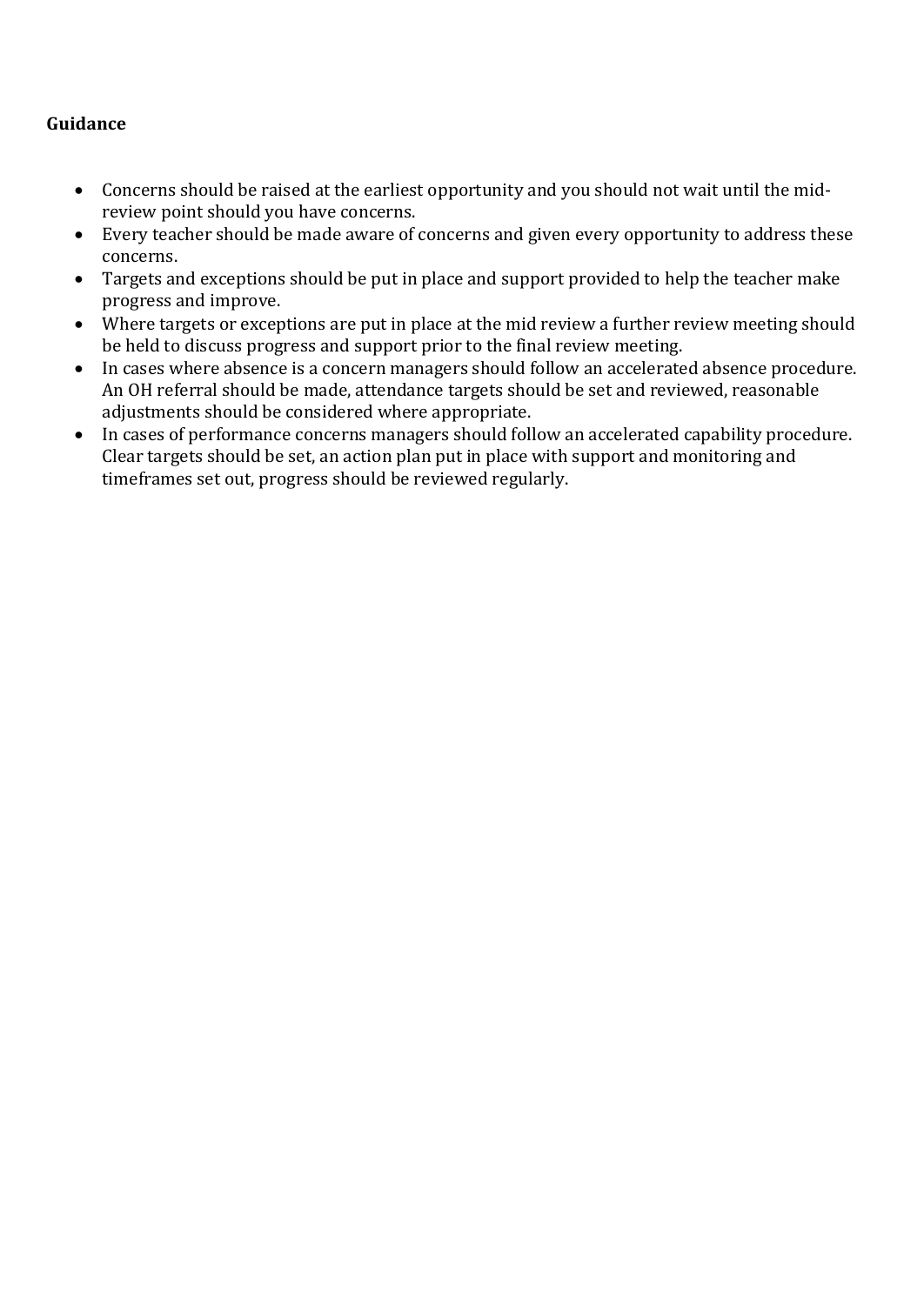**Guidance**

- Concerns should be raised at the earliest opportunity and you should not wait until the mid-review point should you have concerns.
- Every teacher should be made aware of concerns and given every opportunity to address these concerns.
- Targets and exceptions should be put in place and support provided to help the teacher make progress and improve.
- Where targets or exceptions are put in place at the mid review a further review meeting should be held to discuss progress and support prior to the final review meeting.
- In cases where absence is a concern managers should follow an accelerated absence procedure. An OH referral should be made, attendance targets should be set and reviewed, reasonable adjustments should be considered where appropriate.
- In cases of performance concerns managers should follow an accelerated capability procedure. Clear targets should be set, an action plan put in place with support and monitoring and timeframes set out, progress should be reviewed regularly.